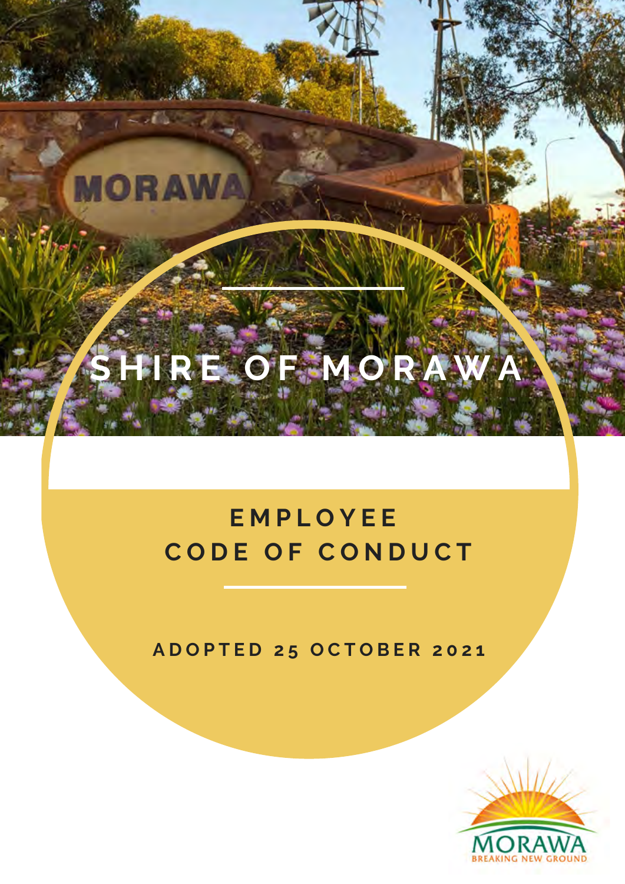# SHIRE OF MORAWA

## EMPLOYEE CODE OF CONDUCT

ADOPTED 25 OCTOBER 2021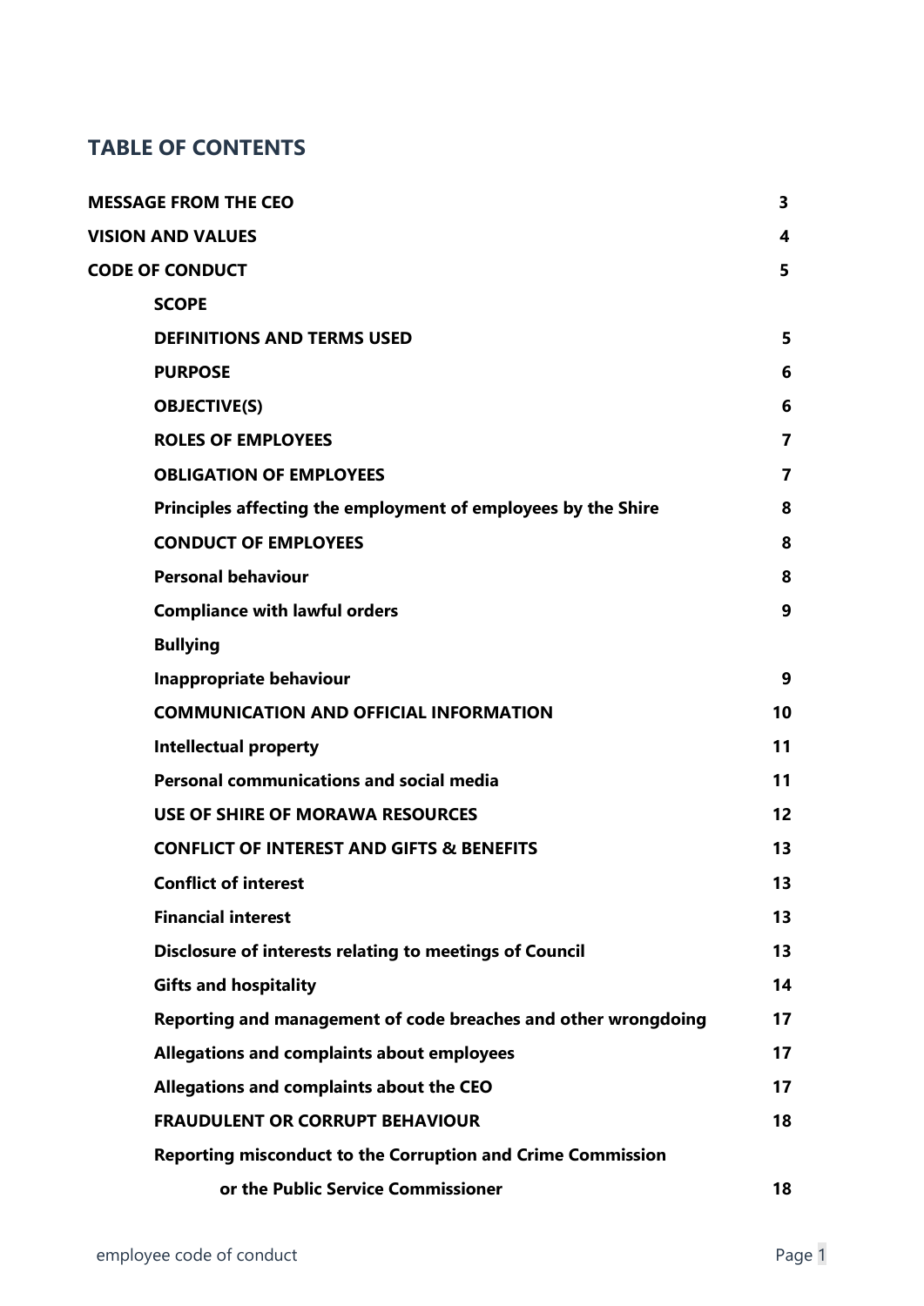## TABLE OF CONTENTS

| | |
|---|---|
| **MESSAGE FROM THE CEO** | **3** |
| **VISION AND VALUES** | **4** |
| **CODE OF CONDUCT** | **5** |
| **SCOPE** | |
| **DEFINITIONS AND TERMS USED** | **5** |
| **PURPOSE** | **6** |
| **OBJECTIVE(S)** | **6** |
| **ROLES OF EMPLOYEES** | **7** |
| **OBLIGATION OF EMPLOYEES** | **7** |
| **Principles affecting the employment of employees by the Shire** | **8** |
| **CONDUCT OF EMPLOYEES** | **8** |
| **Personal behaviour** | **8** |
| **Compliance with lawful orders** | **9** |
| **Bullying** | |
| **Inappropriate behaviour** | **9** |
| **COMMUNICATION AND OFFICIAL INFORMATION** | **10** |
| **Intellectual property** | **11** |
| **Personal communications and social media** | **11** |
| **USE OF SHIRE OF MORAWA RESOURCES** | **12** |
| **CONFLICT OF INTEREST AND GIFTS & BENEFITS** | **13** |
| **Conflict of interest** | **13** |
| **Financial interest** | **13** |
| **Disclosure of interests relating to meetings of Council** | **13** |
| **Gifts and hospitality** | **14** |
| **Reporting and management of code breaches and other wrongdoing** | **17** |
| **Allegations and complaints about employees** | **17** |
| **Allegations and complaints about the CEO** | **17** |
| **FRAUDULENT OR CORRUPT BEHAVIOUR** | **18** |
| **Reporting misconduct to the Corruption and Crime Commission or the Public Service Commissioner** | **18** |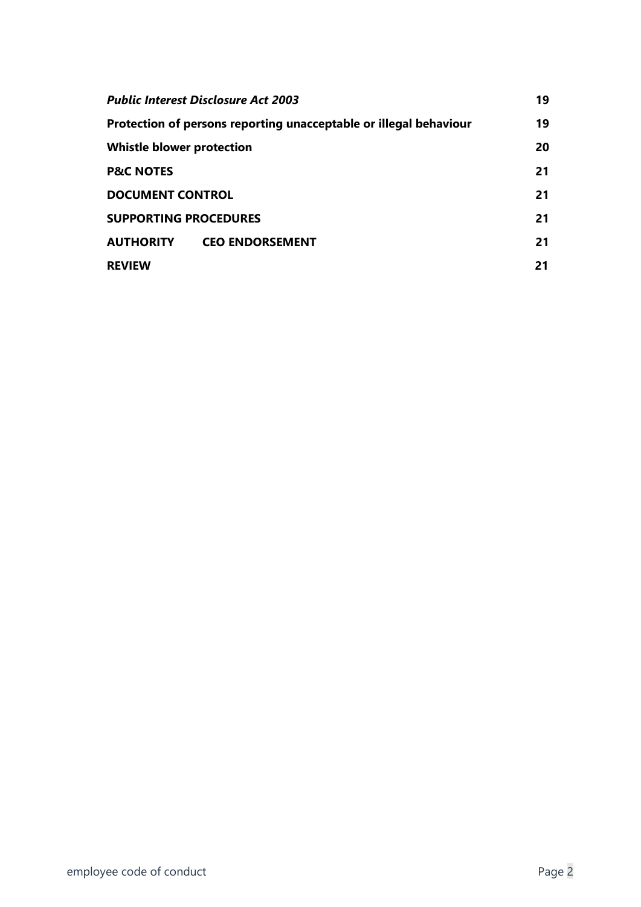| | |
|---|---|
| ***Public Interest Disclosure Act 2003*** | **19** |
| **Protection of persons reporting unacceptable or illegal behaviour** | **19** |
| **Whistle blower protection** | **20** |
| **P&C NOTES** | **21** |
| **DOCUMENT CONTROL** | **21** |
| **SUPPORTING PROCEDURES** | **21** |
| **AUTHORITY CEO ENDORSEMENT** | **21** |
| **REVIEW** | **21** |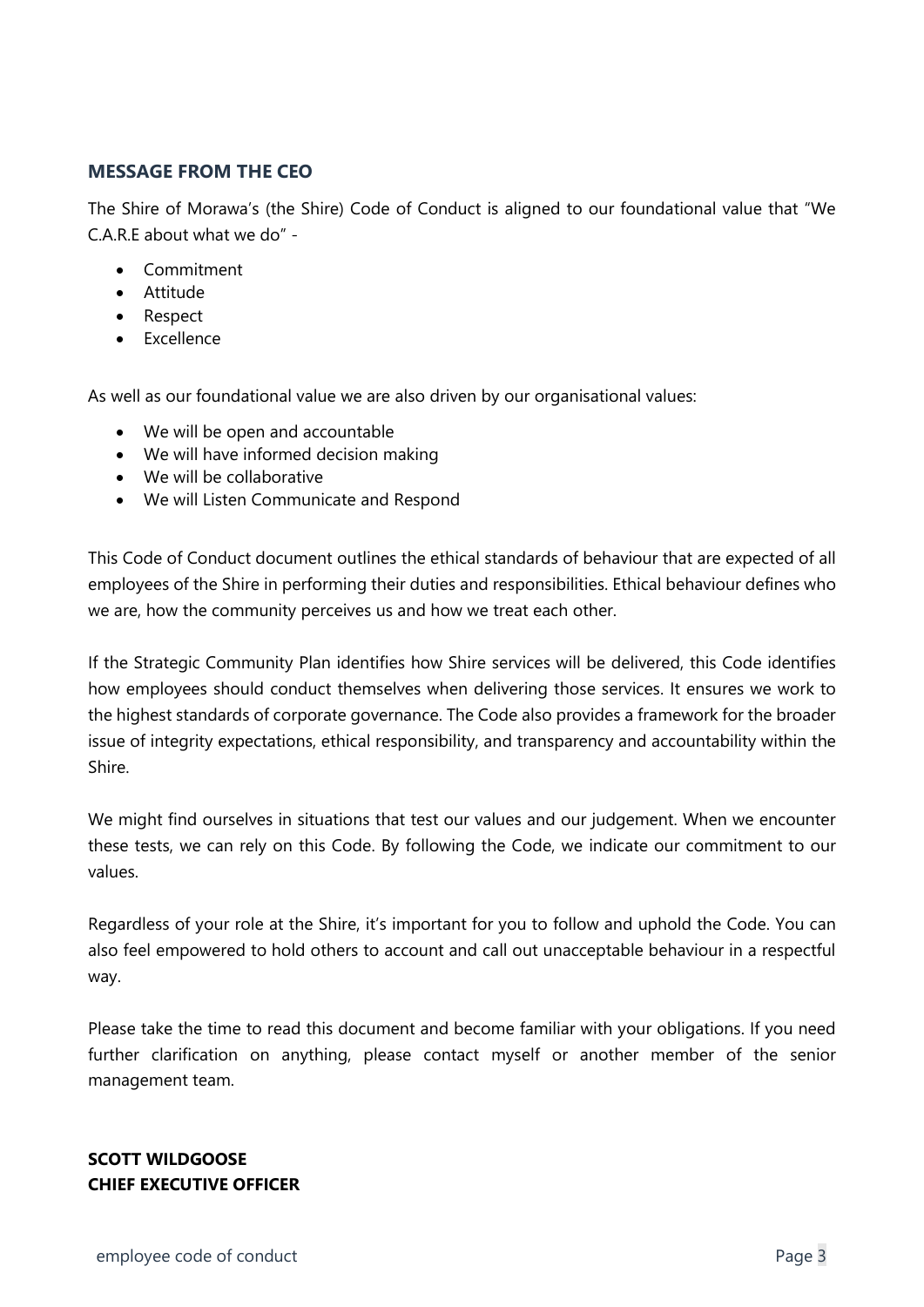## MESSAGE FROM THE CEO

The Shire of Morawa's (the Shire) Code of Conduct is aligned to our foundational value that "We C.A.R.E about what we do" -

- Commitment
- Attitude
- Respect
- Excellence

As well as our foundational value we are also driven by our organisational values:

- We will be open and accountable
- We will have informed decision making
- We will be collaborative
- We will Listen Communicate and Respond

This Code of Conduct document outlines the ethical standards of behaviour that are expected of all employees of the Shire in performing their duties and responsibilities. Ethical behaviour defines who we are, how the community perceives us and how we treat each other.

If the Strategic Community Plan identifies how Shire services will be delivered, this Code identifies how employees should conduct themselves when delivering those services. It ensures we work to the highest standards of corporate governance. The Code also provides a framework for the broader issue of integrity expectations, ethical responsibility, and transparency and accountability within the Shire.

We might find ourselves in situations that test our values and our judgement. When we encounter these tests, we can rely on this Code. By following the Code, we indicate our commitment to our values.

Regardless of your role at the Shire, it's important for you to follow and uphold the Code. You can also feel empowered to hold others to account and call out unacceptable behaviour in a respectful way.

Please take the time to read this document and become familiar with your obligations. If you need further clarification on anything, please contact myself or another member of the senior management team.

**SCOTT WILDGOOSE**
**CHIEF EXECUTIVE OFFICER**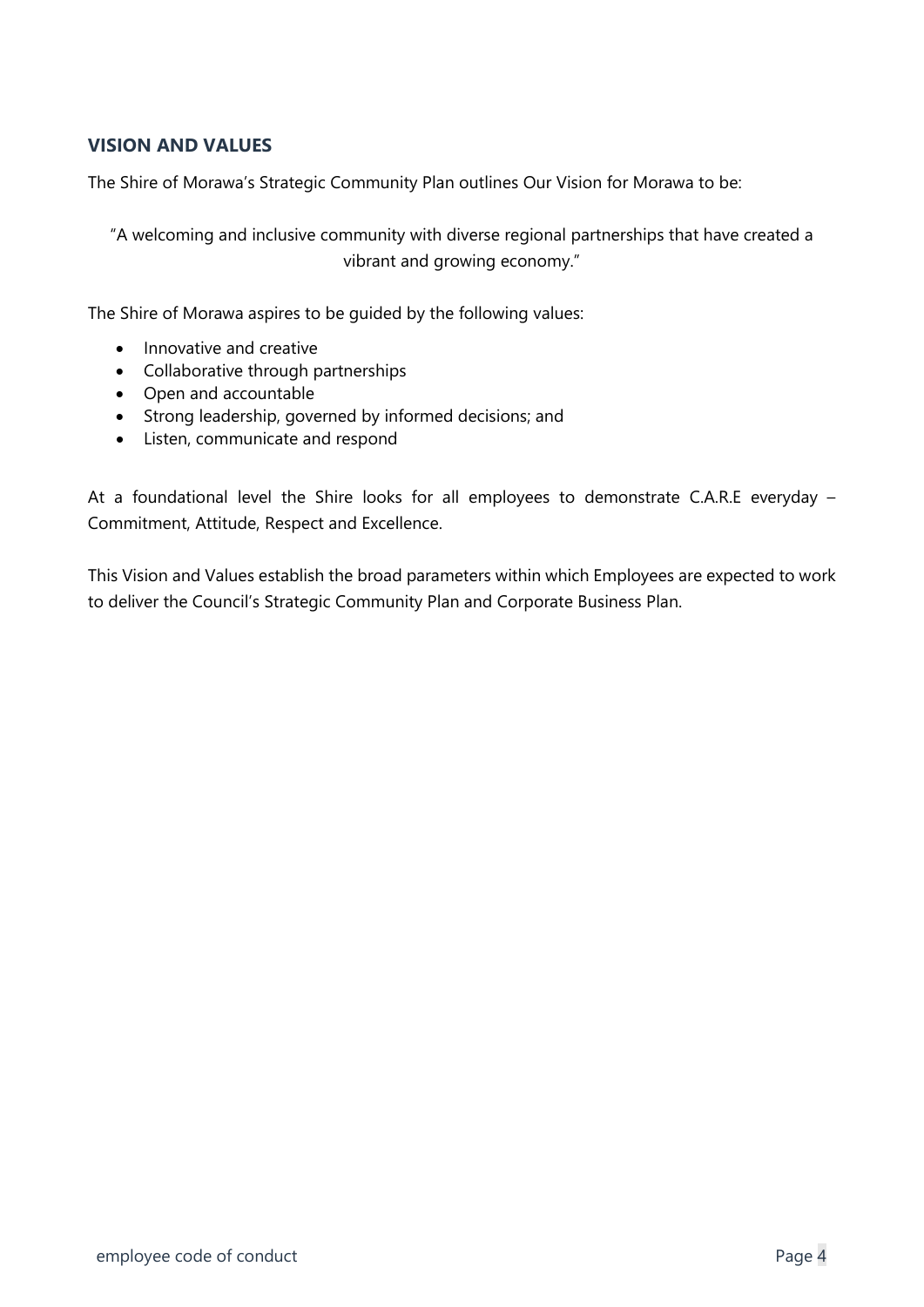## VISION AND VALUES

The Shire of Morawa's Strategic Community Plan outlines Our Vision for Morawa to be:

"A welcoming and inclusive community with diverse regional partnerships that have created a vibrant and growing economy."

The Shire of Morawa aspires to be guided by the following values:

- Innovative and creative
- Collaborative through partnerships
- Open and accountable
- Strong leadership, governed by informed decisions; and
- Listen, communicate and respond

At a foundational level the Shire looks for all employees to demonstrate C.A.R.E everyday – Commitment, Attitude, Respect and Excellence.

This Vision and Values establish the broad parameters within which Employees are expected to work to deliver the Council's Strategic Community Plan and Corporate Business Plan.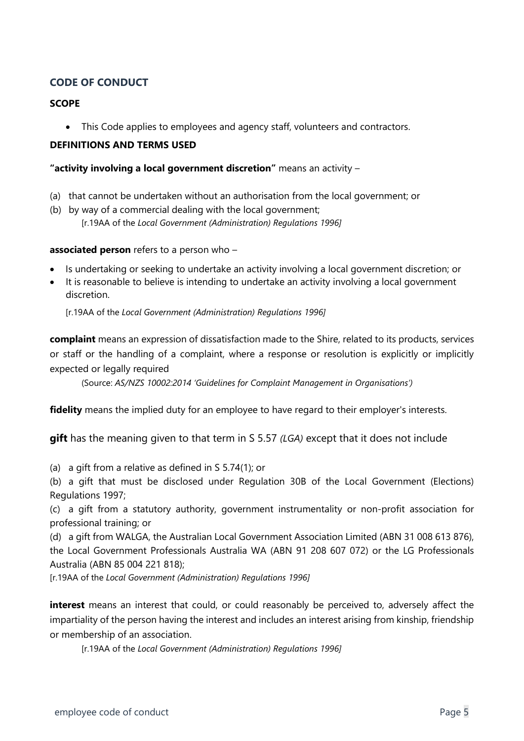## CODE OF CONDUCT

### SCOPE

- This Code applies to employees and agency staff, volunteers and contractors.

### DEFINITIONS AND TERMS USED

**"activity involving a local government discretion"** means an activity –

(a) that cannot be undertaken without an authorisation from the local government; or

(b) by way of a commercial dealing with the local government;

[r.19AA of the *Local Government (Administration) Regulations 1996]*

**associated person** refers to a person who –

- Is undertaking or seeking to undertake an activity involving a local government discretion; or
- It is reasonable to believe is intending to undertake an activity involving a local government discretion.

[r.19AA of the *Local Government (Administration) Regulations 1996]*

**complaint** means an expression of dissatisfaction made to the Shire, related to its products, services or staff or the handling of a complaint, where a response or resolution is explicitly or implicitly expected or legally required

(Source: *AS/NZS 10002:2014 'Guidelines for Complaint Management in Organisations')*

**fidelity** means the implied duty for an employee to have regard to their employer's interests.

**gift** has the meaning given to that term in S 5.57 *(LGA)* except that it does not include

(a) a gift from a relative as defined in S 5.74(1); or

(b) a gift that must be disclosed under Regulation 30B of the Local Government (Elections) Regulations 1997;

(c) a gift from a statutory authority, government instrumentality or non-profit association for professional training; or

(d) a gift from WALGA, the Australian Local Government Association Limited (ABN 31 008 613 876), the Local Government Professionals Australia WA (ABN 91 208 607 072) or the LG Professionals Australia (ABN 85 004 221 818);

[r.19AA of the *Local Government (Administration) Regulations 1996]*

**interest** means an interest that could, or could reasonably be perceived to, adversely affect the impartiality of the person having the interest and includes an interest arising from kinship, friendship or membership of an association.

[r.19AA of the *Local Government (Administration) Regulations 1996]*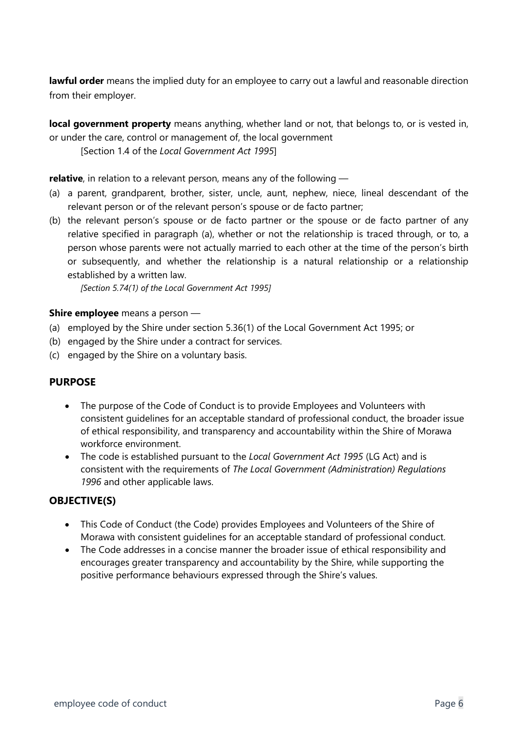**lawful order** means the implied duty for an employee to carry out a lawful and reasonable direction from their employer.

**local government property** means anything, whether land or not, that belongs to, or is vested in, or under the care, control or management of, the local government

[Section 1.4 of the *Local Government Act 1995*]

**relative**, in relation to a relevant person, means any of the following —

(a) a parent, grandparent, brother, sister, uncle, aunt, nephew, niece, lineal descendant of the relevant person or of the relevant person's spouse or de facto partner;

(b) the relevant person's spouse or de facto partner or the spouse or de facto partner of any relative specified in paragraph (a), whether or not the relationship is traced through, or to, a person whose parents were not actually married to each other at the time of the person's birth or subsequently, and whether the relationship is a natural relationship or a relationship established by a written law.

*[Section 5.74(1) of the Local Government Act 1995]*

**Shire employee** means a person —

(a) employed by the Shire under section 5.36(1) of the Local Government Act 1995; or

(b) engaged by the Shire under a contract for services.

(c) engaged by the Shire on a voluntary basis.

## PURPOSE

- The purpose of the Code of Conduct is to provide Employees and Volunteers with consistent guidelines for an acceptable standard of professional conduct, the broader issue of ethical responsibility, and transparency and accountability within the Shire of Morawa workforce environment.
- The code is established pursuant to the *Local Government Act 1995* (LG Act) and is consistent with the requirements of *The Local Government (Administration) Regulations 1996* and other applicable laws.

## OBJECTIVE(S)

- This Code of Conduct (the Code) provides Employees and Volunteers of the Shire of Morawa with consistent guidelines for an acceptable standard of professional conduct.
- The Code addresses in a concise manner the broader issue of ethical responsibility and encourages greater transparency and accountability by the Shire, while supporting the positive performance behaviours expressed through the Shire's values.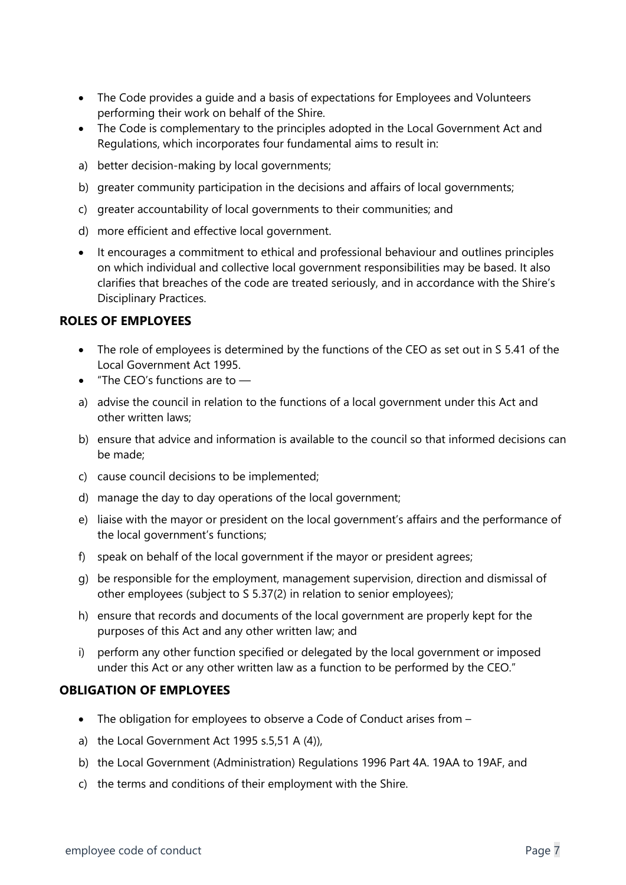- The Code provides a guide and a basis of expectations for Employees and Volunteers performing their work on behalf of the Shire.
- The Code is complementary to the principles adopted in the Local Government Act and Regulations, which incorporates four fundamental aims to result in:

a) better decision-making by local governments;

b) greater community participation in the decisions and affairs of local governments;

c) greater accountability of local governments to their communities; and

d) more efficient and effective local government.

- It encourages a commitment to ethical and professional behaviour and outlines principles on which individual and collective local government responsibilities may be based. It also clarifies that breaches of the code are treated seriously, and in accordance with the Shire's Disciplinary Practices.

## ROLES OF EMPLOYEES

- The role of employees is determined by the functions of the CEO as set out in S 5.41 of the Local Government Act 1995.
- "The CEO's functions are to —

a) advise the council in relation to the functions of a local government under this Act and other written laws;

b) ensure that advice and information is available to the council so that informed decisions can be made;

c) cause council decisions to be implemented;

d) manage the day to day operations of the local government;

e) liaise with the mayor or president on the local government's affairs and the performance of the local government's functions;

f) speak on behalf of the local government if the mayor or president agrees;

g) be responsible for the employment, management supervision, direction and dismissal of other employees (subject to S 5.37(2) in relation to senior employees);

h) ensure that records and documents of the local government are properly kept for the purposes of this Act and any other written law; and

i) perform any other function specified or delegated by the local government or imposed under this Act or any other written law as a function to be performed by the CEO."

## OBLIGATION OF EMPLOYEES

- The obligation for employees to observe a Code of Conduct arises from –

a) the Local Government Act 1995 s.5,51 A (4)),

b) the Local Government (Administration) Regulations 1996 Part 4A. 19AA to 19AF, and

c) the terms and conditions of their employment with the Shire.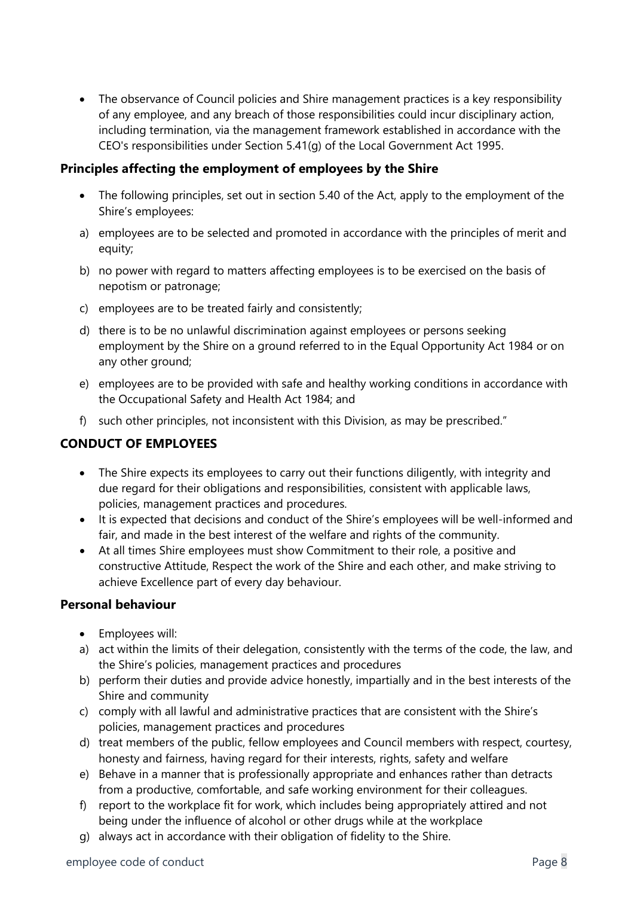- The observance of Council policies and Shire management practices is a key responsibility of any employee, and any breach of those responsibilities could incur disciplinary action, including termination, via the management framework established in accordance with the CEO's responsibilities under Section 5.41(g) of the Local Government Act 1995.

### Principles affecting the employment of employees by the Shire

- The following principles, set out in section 5.40 of the Act, apply to the employment of the Shire's employees:

a) employees are to be selected and promoted in accordance with the principles of merit and equity;

b) no power with regard to matters affecting employees is to be exercised on the basis of nepotism or patronage;

c) employees are to be treated fairly and consistently;

d) there is to be no unlawful discrimination against employees or persons seeking employment by the Shire on a ground referred to in the Equal Opportunity Act 1984 or on any other ground;

e) employees are to be provided with safe and healthy working conditions in accordance with the Occupational Safety and Health Act 1984; and

f) such other principles, not inconsistent with this Division, as may be prescribed."

## CONDUCT OF EMPLOYEES

- The Shire expects its employees to carry out their functions diligently, with integrity and due regard for their obligations and responsibilities, consistent with applicable laws, policies, management practices and procedures.
- It is expected that decisions and conduct of the Shire's employees will be well-informed and fair, and made in the best interest of the welfare and rights of the community.
- At all times Shire employees must show Commitment to their role, a positive and constructive Attitude, Respect the work of the Shire and each other, and make striving to achieve Excellence part of every day behaviour.

### Personal behaviour

- Employees will:

a) act within the limits of their delegation, consistently with the terms of the code, the law, and the Shire's policies, management practices and procedures

b) perform their duties and provide advice honestly, impartially and in the best interests of the Shire and community

c) comply with all lawful and administrative practices that are consistent with the Shire's policies, management practices and procedures

d) treat members of the public, fellow employees and Council members with respect, courtesy, honesty and fairness, having regard for their interests, rights, safety and welfare

e) Behave in a manner that is professionally appropriate and enhances rather than detracts from a productive, comfortable, and safe working environment for their colleagues.

f) report to the workplace fit for work, which includes being appropriately attired and not being under the influence of alcohol or other drugs while at the workplace

g) always act in accordance with their obligation of fidelity to the Shire.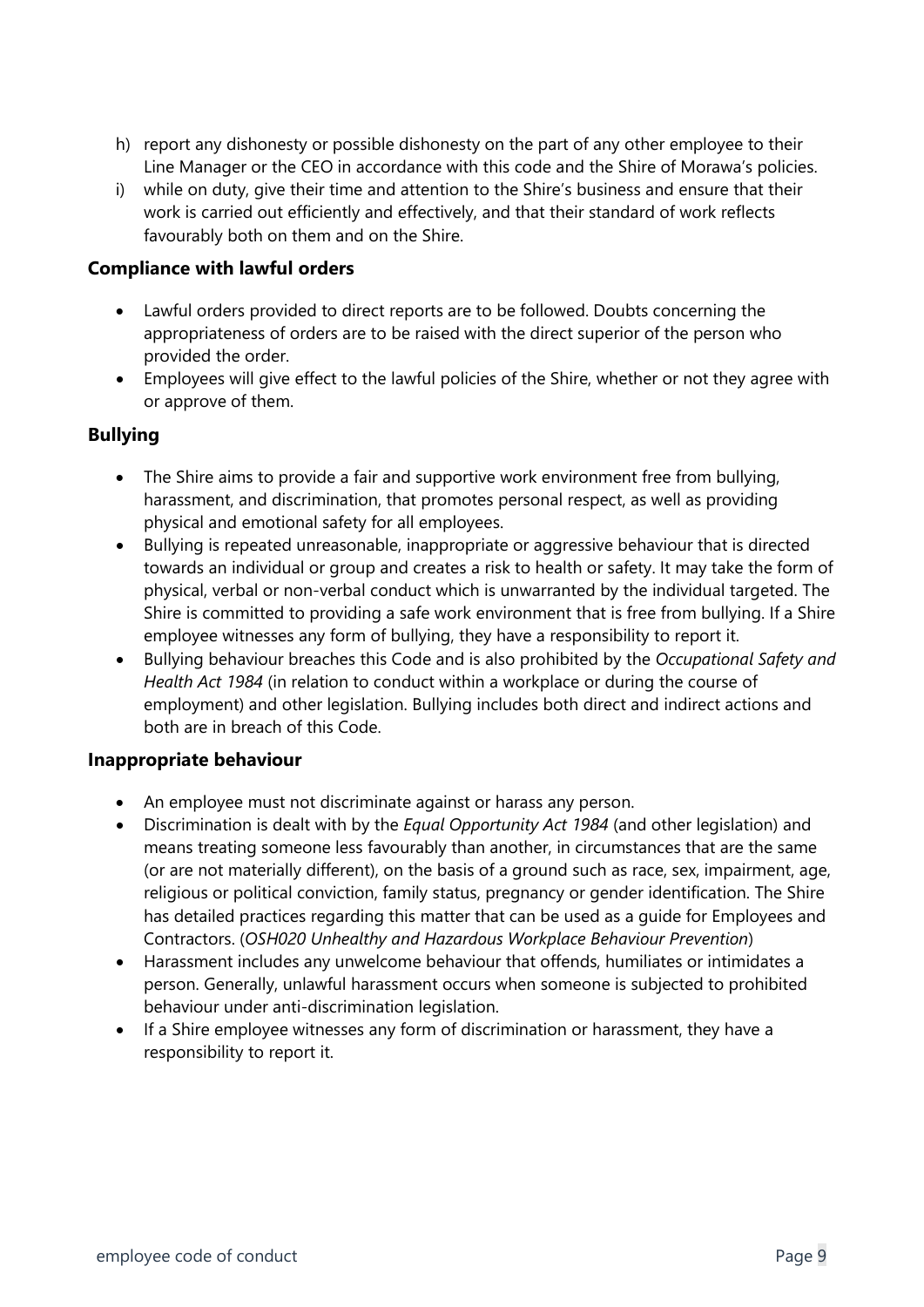h) report any dishonesty or possible dishonesty on the part of any other employee to their Line Manager or the CEO in accordance with this code and the Shire of Morawa's policies.
i) while on duty, give their time and attention to the Shire's business and ensure that their work is carried out efficiently and effectively, and that their standard of work reflects favourably both on them and on the Shire.

### Compliance with lawful orders

- Lawful orders provided to direct reports are to be followed. Doubts concerning the appropriateness of orders are to be raised with the direct superior of the person who provided the order.
- Employees will give effect to the lawful policies of the Shire, whether or not they agree with or approve of them.

### Bullying

- The Shire aims to provide a fair and supportive work environment free from bullying, harassment, and discrimination, that promotes personal respect, as well as providing physical and emotional safety for all employees.
- Bullying is repeated unreasonable, inappropriate or aggressive behaviour that is directed towards an individual or group and creates a risk to health or safety. It may take the form of physical, verbal or non-verbal conduct which is unwarranted by the individual targeted. The Shire is committed to providing a safe work environment that is free from bullying. If a Shire employee witnesses any form of bullying, they have a responsibility to report it.
- Bullying behaviour breaches this Code and is also prohibited by the *Occupational Safety and Health Act 1984* (in relation to conduct within a workplace or during the course of employment) and other legislation. Bullying includes both direct and indirect actions and both are in breach of this Code.

### Inappropriate behaviour

- An employee must not discriminate against or harass any person.
- Discrimination is dealt with by the *Equal Opportunity Act 1984* (and other legislation) and means treating someone less favourably than another, in circumstances that are the same (or are not materially different), on the basis of a ground such as race, sex, impairment, age, religious or political conviction, family status, pregnancy or gender identification. The Shire has detailed practices regarding this matter that can be used as a guide for Employees and Contractors. (*OSH020 Unhealthy and Hazardous Workplace Behaviour Prevention*)
- Harassment includes any unwelcome behaviour that offends, humiliates or intimidates a person. Generally, unlawful harassment occurs when someone is subjected to prohibited behaviour under anti-discrimination legislation.
- If a Shire employee witnesses any form of discrimination or harassment, they have a responsibility to report it.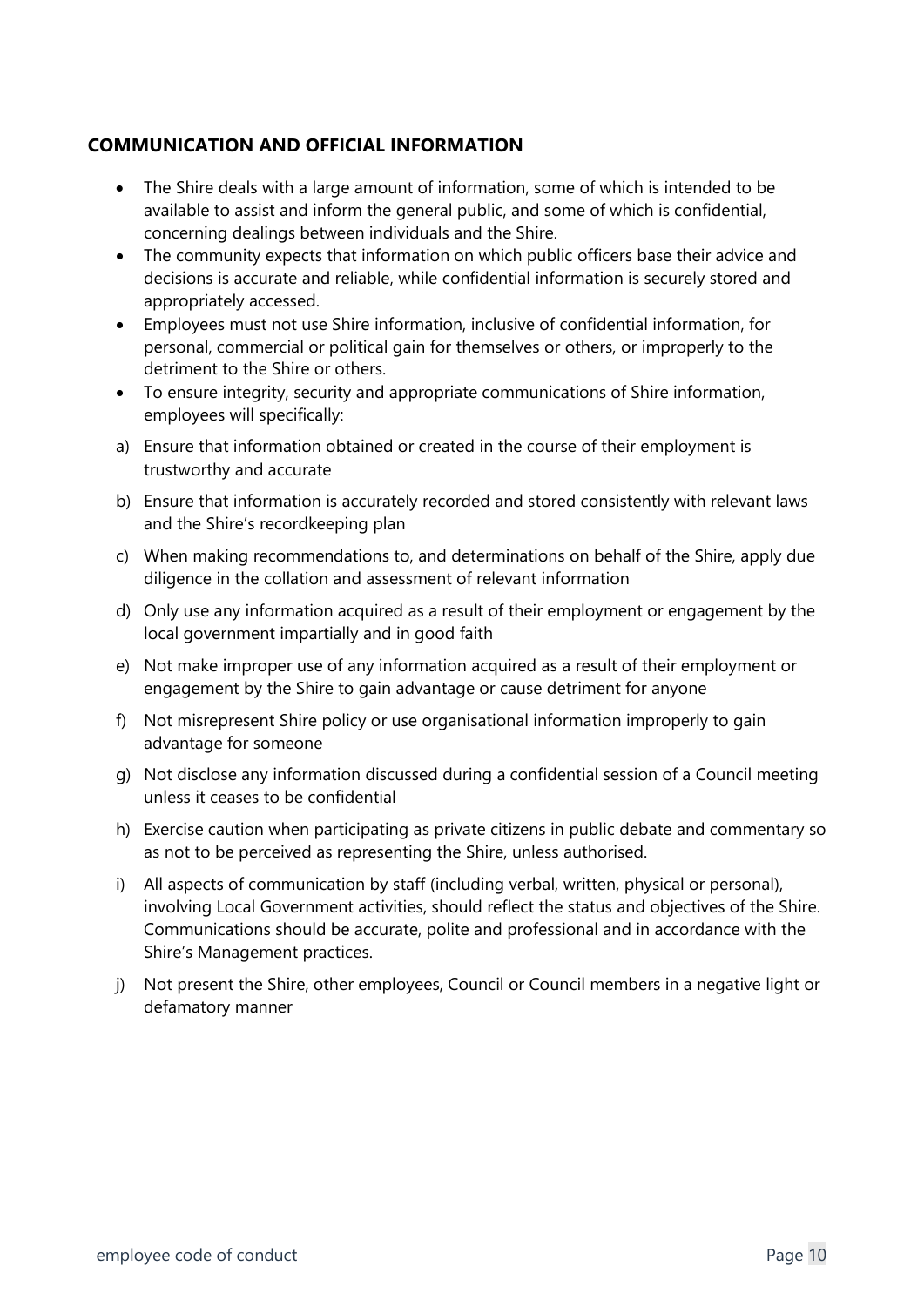## COMMUNICATION AND OFFICIAL INFORMATION

- The Shire deals with a large amount of information, some of which is intended to be available to assist and inform the general public, and some of which is confidential, concerning dealings between individuals and the Shire.
- The community expects that information on which public officers base their advice and decisions is accurate and reliable, while confidential information is securely stored and appropriately accessed.
- Employees must not use Shire information, inclusive of confidential information, for personal, commercial or political gain for themselves or others, or improperly to the detriment to the Shire or others.
- To ensure integrity, security and appropriate communications of Shire information, employees will specifically:

a) Ensure that information obtained or created in the course of their employment is trustworthy and accurate

b) Ensure that information is accurately recorded and stored consistently with relevant laws and the Shire's recordkeeping plan

c) When making recommendations to, and determinations on behalf of the Shire, apply due diligence in the collation and assessment of relevant information

d) Only use any information acquired as a result of their employment or engagement by the local government impartially and in good faith

e) Not make improper use of any information acquired as a result of their employment or engagement by the Shire to gain advantage or cause detriment for anyone

f) Not misrepresent Shire policy or use organisational information improperly to gain advantage for someone

g) Not disclose any information discussed during a confidential session of a Council meeting unless it ceases to be confidential

h) Exercise caution when participating as private citizens in public debate and commentary so as not to be perceived as representing the Shire, unless authorised.

i) All aspects of communication by staff (including verbal, written, physical or personal), involving Local Government activities, should reflect the status and objectives of the Shire. Communications should be accurate, polite and professional and in accordance with the Shire's Management practices.

j) Not present the Shire, other employees, Council or Council members in a negative light or defamatory manner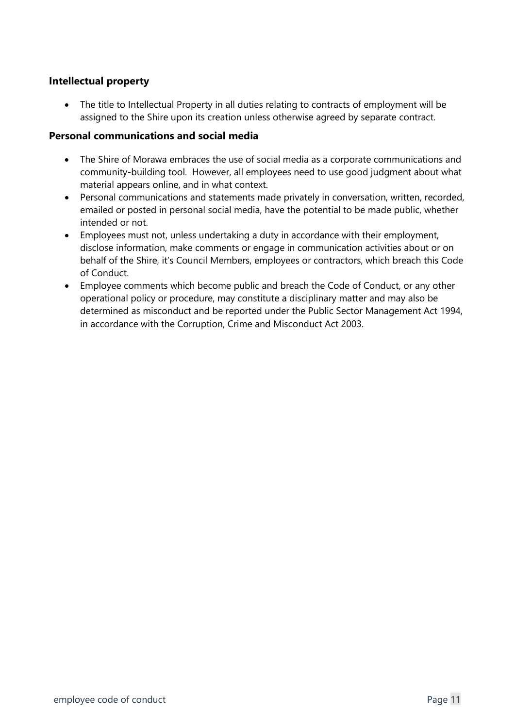### Intellectual property

- The title to Intellectual Property in all duties relating to contracts of employment will be assigned to the Shire upon its creation unless otherwise agreed by separate contract.

### Personal communications and social media

- The Shire of Morawa embraces the use of social media as a corporate communications and community-building tool. However, all employees need to use good judgment about what material appears online, and in what context.
- Personal communications and statements made privately in conversation, written, recorded, emailed or posted in personal social media, have the potential to be made public, whether intended or not.
- Employees must not, unless undertaking a duty in accordance with their employment, disclose information, make comments or engage in communication activities about or on behalf of the Shire, it's Council Members, employees or contractors, which breach this Code of Conduct.
- Employee comments which become public and breach the Code of Conduct, or any other operational policy or procedure, may constitute a disciplinary matter and may also be determined as misconduct and be reported under the Public Sector Management Act 1994, in accordance with the Corruption, Crime and Misconduct Act 2003.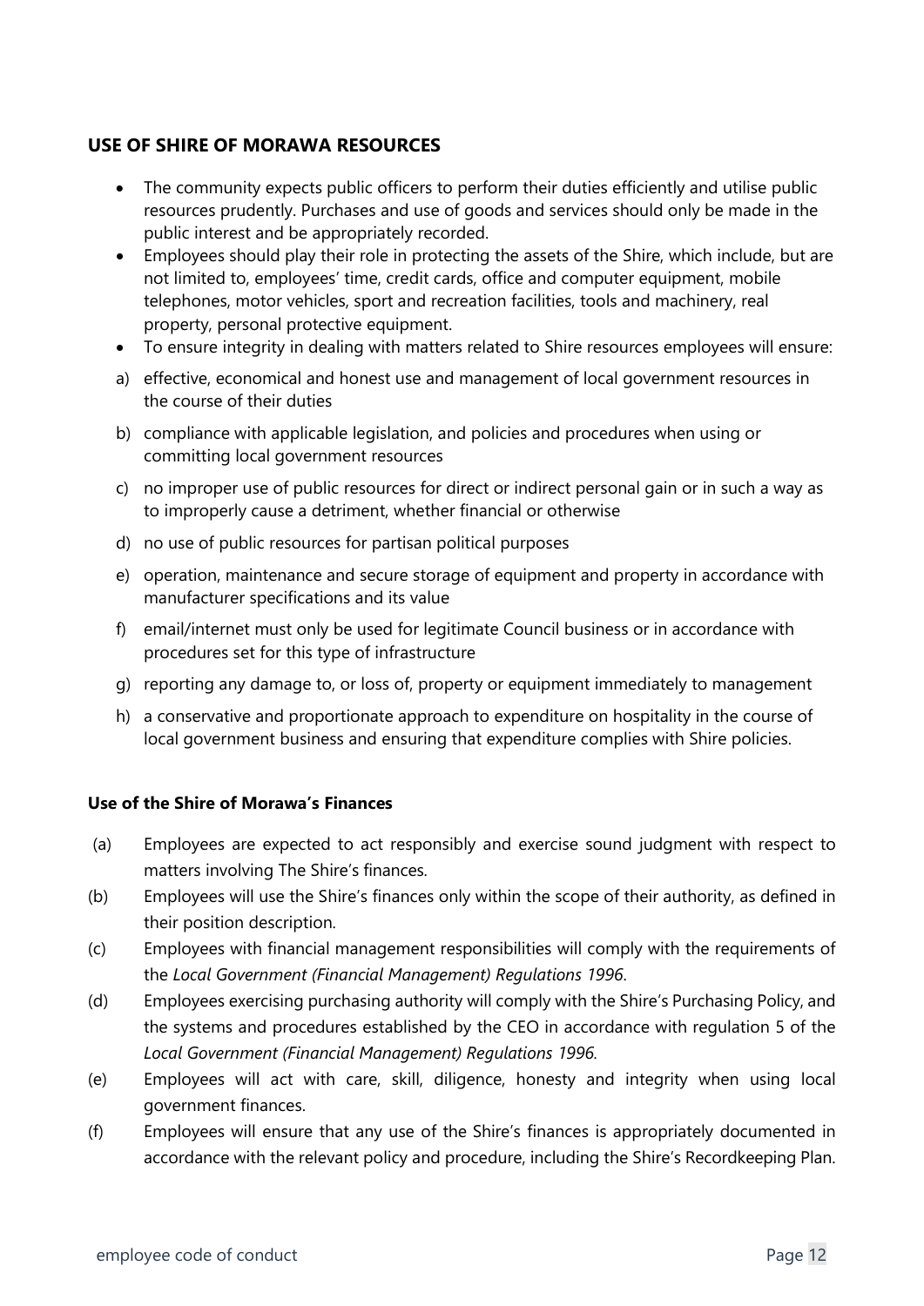## USE OF SHIRE OF MORAWA RESOURCES

- The community expects public officers to perform their duties efficiently and utilise public resources prudently. Purchases and use of goods and services should only be made in the public interest and be appropriately recorded.
- Employees should play their role in protecting the assets of the Shire, which include, but are not limited to, employees' time, credit cards, office and computer equipment, mobile telephones, motor vehicles, sport and recreation facilities, tools and machinery, real property, personal protective equipment.
- To ensure integrity in dealing with matters related to Shire resources employees will ensure:

a) effective, economical and honest use and management of local government resources in the course of their duties

b) compliance with applicable legislation, and policies and procedures when using or committing local government resources

c) no improper use of public resources for direct or indirect personal gain or in such a way as to improperly cause a detriment, whether financial or otherwise

d) no use of public resources for partisan political purposes

e) operation, maintenance and secure storage of equipment and property in accordance with manufacturer specifications and its value

f) email/internet must only be used for legitimate Council business or in accordance with procedures set for this type of infrastructure

g) reporting any damage to, or loss of, property or equipment immediately to management

h) a conservative and proportionate approach to expenditure on hospitality in the course of local government business and ensuring that expenditure complies with Shire policies.

### Use of the Shire of Morawa's Finances

(a) Employees are expected to act responsibly and exercise sound judgment with respect to matters involving The Shire's finances.

(b) Employees will use the Shire's finances only within the scope of their authority, as defined in their position description.

(c) Employees with financial management responsibilities will comply with the requirements of the *Local Government (Financial Management) Regulations 1996*.

(d) Employees exercising purchasing authority will comply with the Shire's Purchasing Policy, and the systems and procedures established by the CEO in accordance with regulation 5 of the *Local Government (Financial Management) Regulations 1996.*

(e) Employees will act with care, skill, diligence, honesty and integrity when using local government finances.

(f) Employees will ensure that any use of the Shire's finances is appropriately documented in accordance with the relevant policy and procedure, including the Shire's Recordkeeping Plan.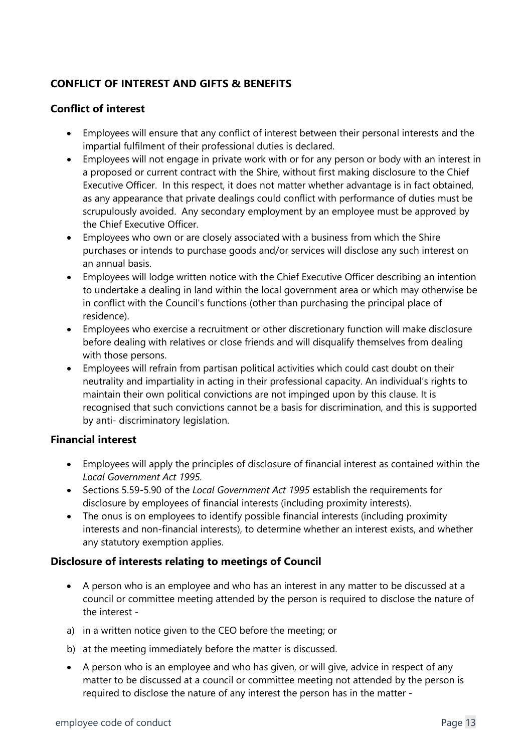## CONFLICT OF INTEREST AND GIFTS & BENEFITS

### Conflict of interest

- Employees will ensure that any conflict of interest between their personal interests and the impartial fulfilment of their professional duties is declared.
- Employees will not engage in private work with or for any person or body with an interest in a proposed or current contract with the Shire, without first making disclosure to the Chief Executive Officer. In this respect, it does not matter whether advantage is in fact obtained, as any appearance that private dealings could conflict with performance of duties must be scrupulously avoided. Any secondary employment by an employee must be approved by the Chief Executive Officer.
- Employees who own or are closely associated with a business from which the Shire purchases or intends to purchase goods and/or services will disclose any such interest on an annual basis.
- Employees will lodge written notice with the Chief Executive Officer describing an intention to undertake a dealing in land within the local government area or which may otherwise be in conflict with the Council's functions (other than purchasing the principal place of residence).
- Employees who exercise a recruitment or other discretionary function will make disclosure before dealing with relatives or close friends and will disqualify themselves from dealing with those persons.
- Employees will refrain from partisan political activities which could cast doubt on their neutrality and impartiality in acting in their professional capacity. An individual's rights to maintain their own political convictions are not impinged upon by this clause. It is recognised that such convictions cannot be a basis for discrimination, and this is supported by anti- discriminatory legislation.

### Financial interest

- Employees will apply the principles of disclosure of financial interest as contained within the *Local Government Act 1995.*
- Sections 5.59-5.90 of the *Local Government Act 1995* establish the requirements for disclosure by employees of financial interests (including proximity interests).
- The onus is on employees to identify possible financial interests (including proximity interests and non-financial interests), to determine whether an interest exists, and whether any statutory exemption applies.

### Disclosure of interests relating to meetings of Council

- A person who is an employee and who has an interest in any matter to be discussed at a council or committee meeting attended by the person is required to disclose the nature of the interest -

a) in a written notice given to the CEO before the meeting; or

b) at the meeting immediately before the matter is discussed.

- A person who is an employee and who has given, or will give, advice in respect of any matter to be discussed at a council or committee meeting not attended by the person is required to disclose the nature of any interest the person has in the matter -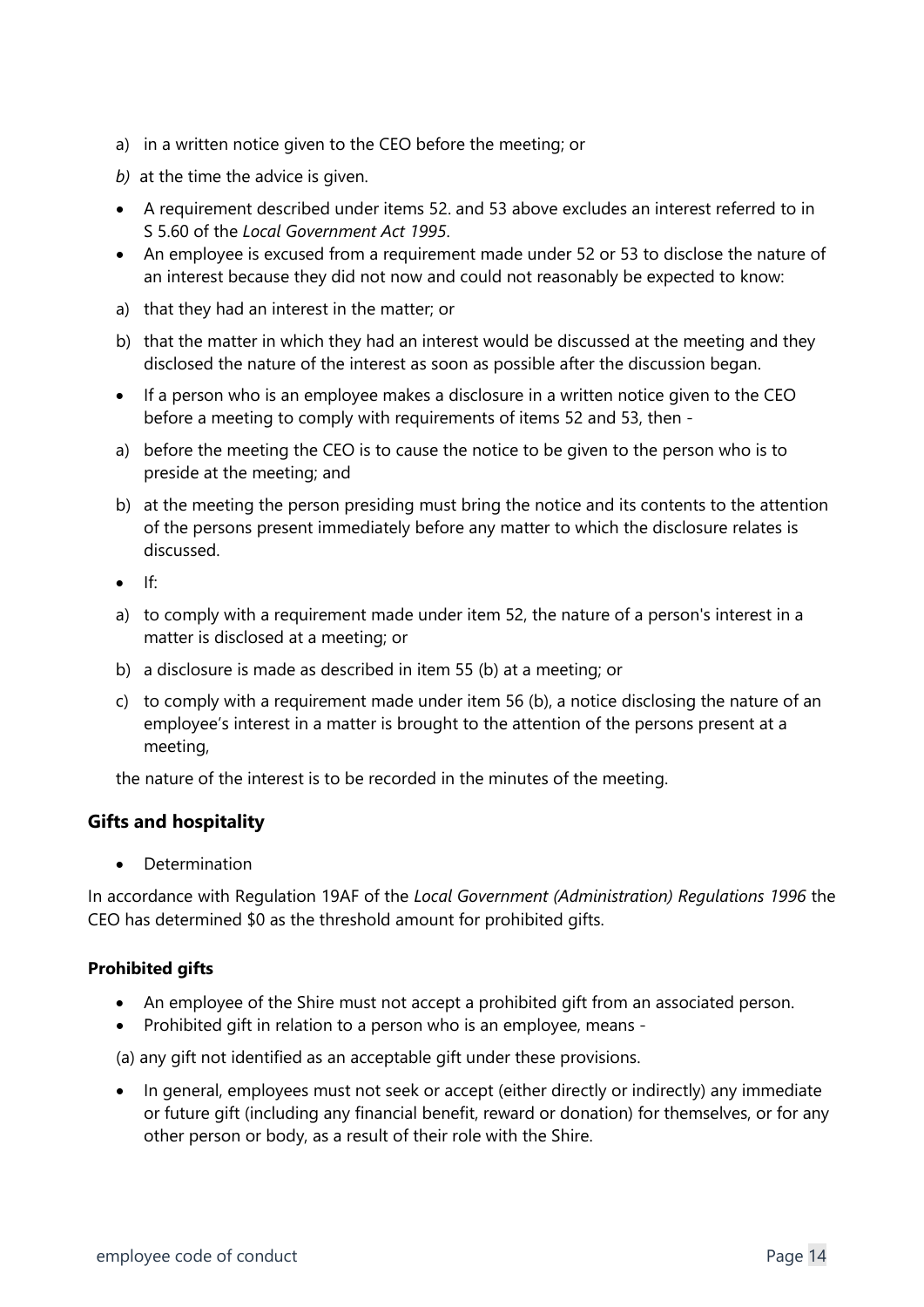a) in a written notice given to the CEO before the meeting; or

*b)* at the time the advice is given.

- A requirement described under items 52. and 53 above excludes an interest referred to in S 5.60 of the *Local Government Act 1995*.
- An employee is excused from a requirement made under 52 or 53 to disclose the nature of an interest because they did not now and could not reasonably be expected to know:

a) that they had an interest in the matter; or

b) that the matter in which they had an interest would be discussed at the meeting and they disclosed the nature of the interest as soon as possible after the discussion began.

- If a person who is an employee makes a disclosure in a written notice given to the CEO before a meeting to comply with requirements of items 52 and 53, then -

a) before the meeting the CEO is to cause the notice to be given to the person who is to preside at the meeting; and

b) at the meeting the person presiding must bring the notice and its contents to the attention of the persons present immediately before any matter to which the disclosure relates is discussed.

- If:

a) to comply with a requirement made under item 52, the nature of a person's interest in a matter is disclosed at a meeting; or

b) a disclosure is made as described in item 55 (b) at a meeting; or

c) to comply with a requirement made under item 56 (b), a notice disclosing the nature of an employee's interest in a matter is brought to the attention of the persons present at a meeting,

the nature of the interest is to be recorded in the minutes of the meeting.

### Gifts and hospitality

- Determination

In accordance with Regulation 19AF of the *Local Government (Administration) Regulations 1996* the CEO has determined $0 as the threshold amount for prohibited gifts.

#### Prohibited gifts

- An employee of the Shire must not accept a prohibited gift from an associated person.
- Prohibited gift in relation to a person who is an employee, means -

(a) any gift not identified as an acceptable gift under these provisions.

- In general, employees must not seek or accept (either directly or indirectly) any immediate or future gift (including any financial benefit, reward or donation) for themselves, or for any other person or body, as a result of their role with the Shire.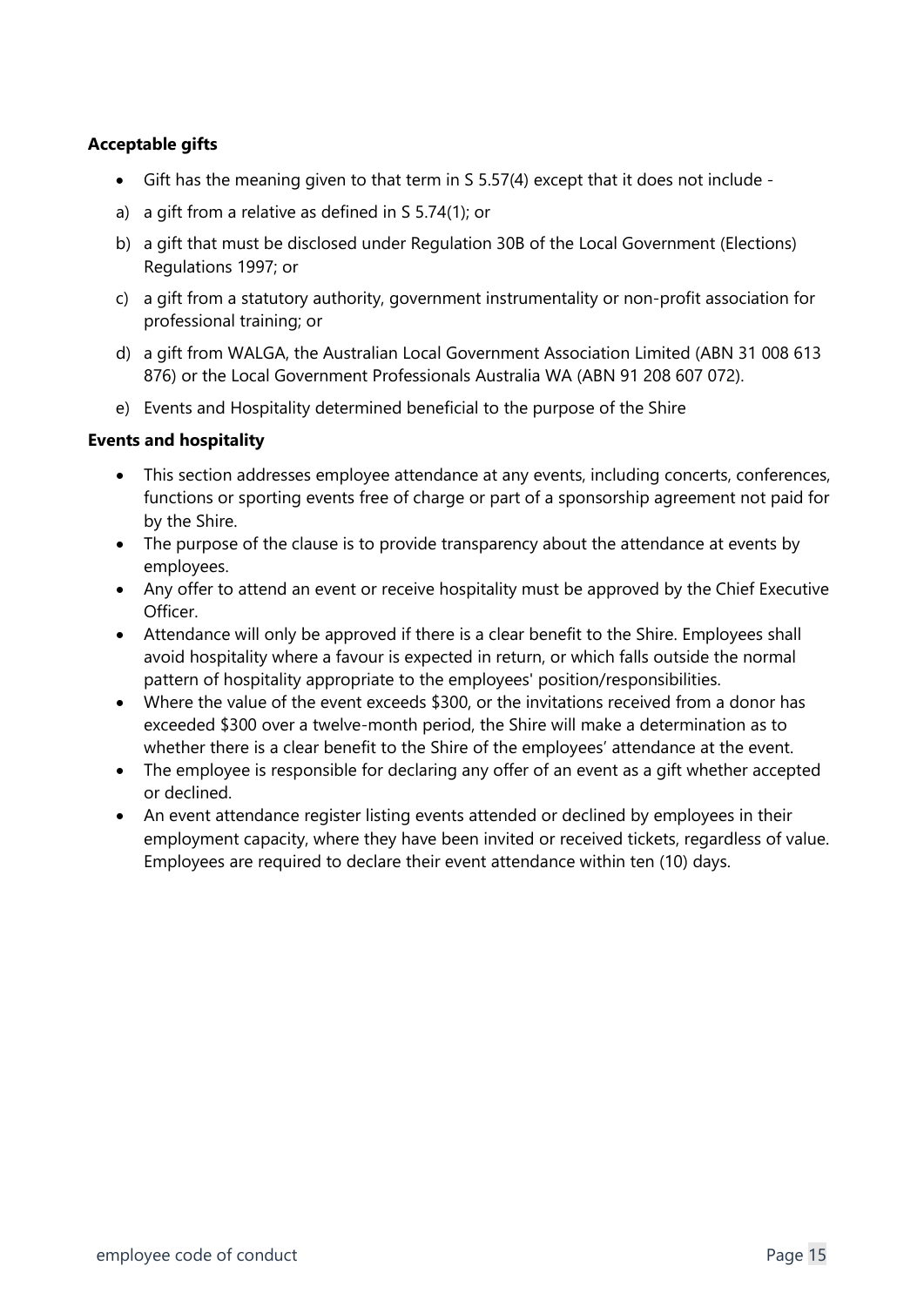**Acceptable gifts**

- Gift has the meaning given to that term in S 5.57(4) except that it does not include -

a) a gift from a relative as defined in S 5.74(1); or

b) a gift that must be disclosed under Regulation 30B of the Local Government (Elections) Regulations 1997; or

c) a gift from a statutory authority, government instrumentality or non-profit association for professional training; or

d) a gift from WALGA, the Australian Local Government Association Limited (ABN 31 008 613 876) or the Local Government Professionals Australia WA (ABN 91 208 607 072).

e) Events and Hospitality determined beneficial to the purpose of the Shire

**Events and hospitality**

- This section addresses employee attendance at any events, including concerts, conferences, functions or sporting events free of charge or part of a sponsorship agreement not paid for by the Shire.
- The purpose of the clause is to provide transparency about the attendance at events by employees.
- Any offer to attend an event or receive hospitality must be approved by the Chief Executive Officer.
- Attendance will only be approved if there is a clear benefit to the Shire. Employees shall avoid hospitality where a favour is expected in return, or which falls outside the normal pattern of hospitality appropriate to the employees' position/responsibilities.
- Where the value of the event exceeds $300, or the invitations received from a donor has exceeded $300 over a twelve-month period, the Shire will make a determination as to whether there is a clear benefit to the Shire of the employees' attendance at the event.
- The employee is responsible for declaring any offer of an event as a gift whether accepted or declined.
- An event attendance register listing events attended or declined by employees in their employment capacity, where they have been invited or received tickets, regardless of value. Employees are required to declare their event attendance within ten (10) days.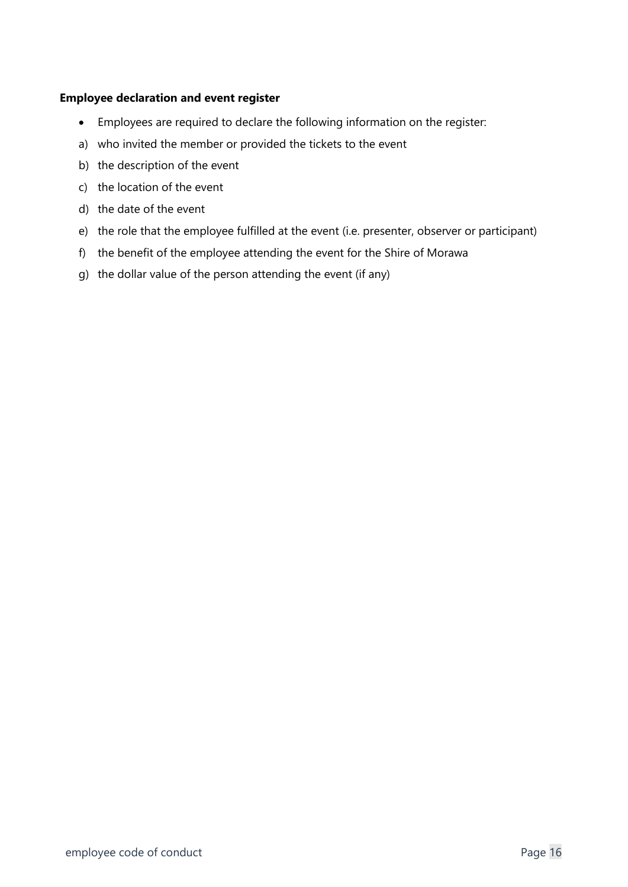**Employee declaration and event register**

- Employees are required to declare the following information on the register:

a) who invited the member or provided the tickets to the event

b) the description of the event

c) the location of the event

d) the date of the event

e) the role that the employee fulfilled at the event (i.e. presenter, observer or participant)

f) the benefit of the employee attending the event for the Shire of Morawa

g) the dollar value of the person attending the event (if any)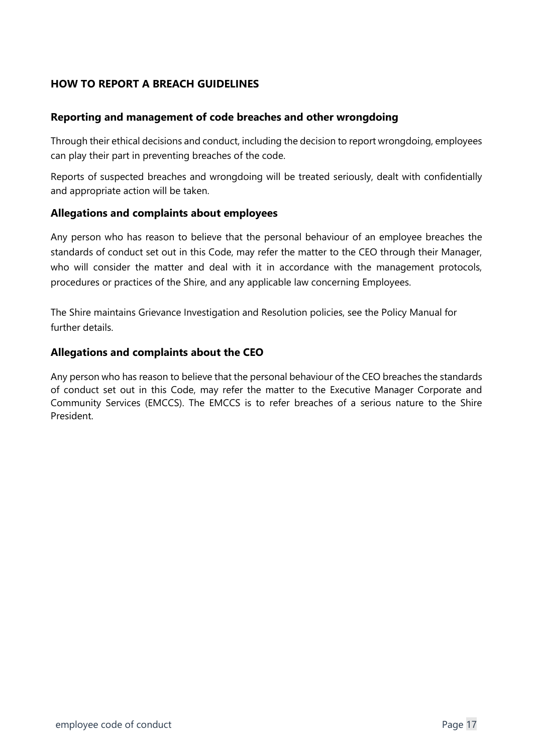## HOW TO REPORT A BREACH GUIDELINES

### Reporting and management of code breaches and other wrongdoing

Through their ethical decisions and conduct, including the decision to report wrongdoing, employees can play their part in preventing breaches of the code.

Reports of suspected breaches and wrongdoing will be treated seriously, dealt with confidentially and appropriate action will be taken.

### Allegations and complaints about employees

Any person who has reason to believe that the personal behaviour of an employee breaches the standards of conduct set out in this Code, may refer the matter to the CEO through their Manager, who will consider the matter and deal with it in accordance with the management protocols, procedures or practices of the Shire, and any applicable law concerning Employees.

The Shire maintains Grievance Investigation and Resolution policies, see the Policy Manual for further details.

### Allegations and complaints about the CEO

Any person who has reason to believe that the personal behaviour of the CEO breaches the standards of conduct set out in this Code, may refer the matter to the Executive Manager Corporate and Community Services (EMCCS). The EMCCS is to refer breaches of a serious nature to the Shire President.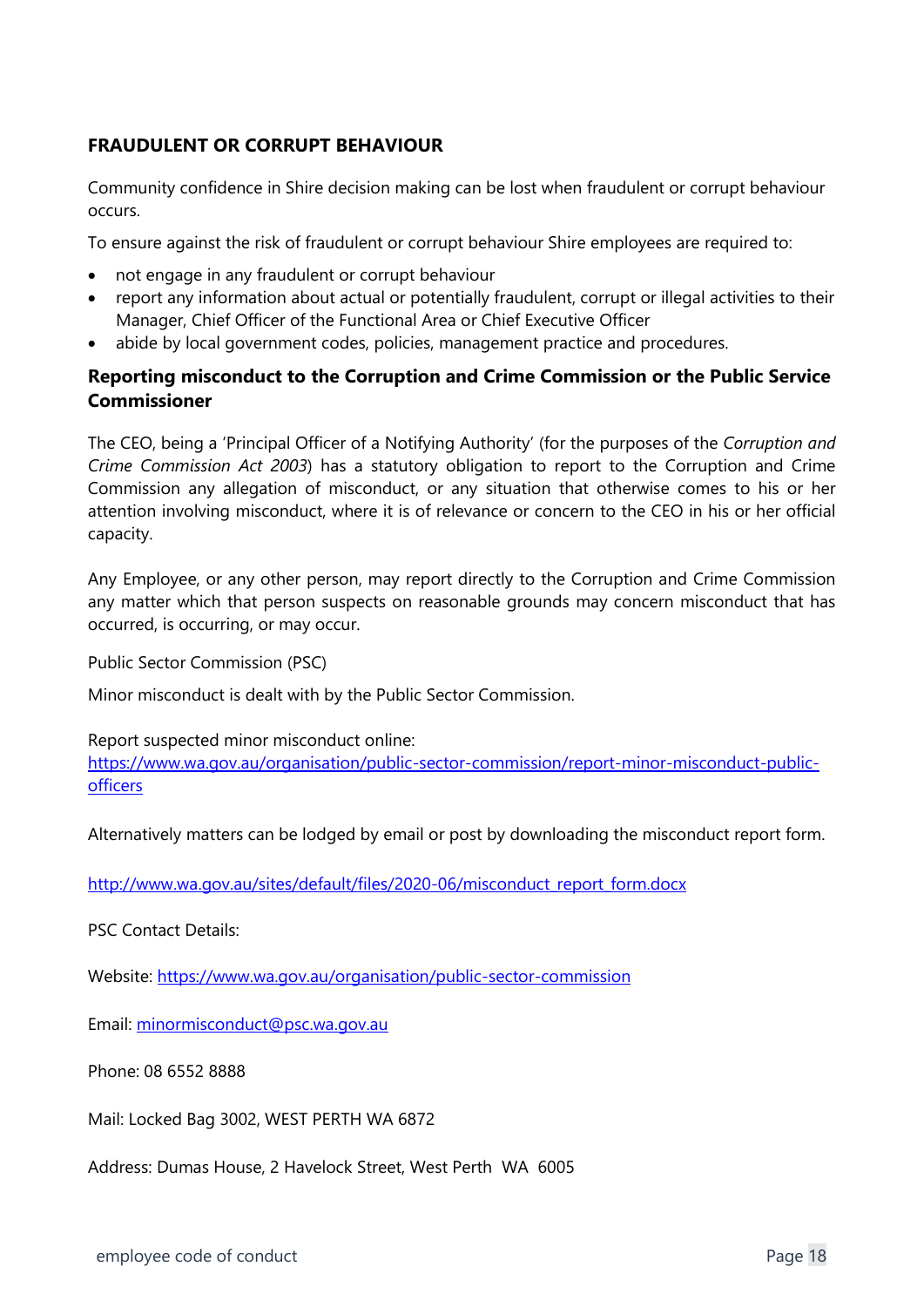## FRAUDULENT OR CORRUPT BEHAVIOUR

Community confidence in Shire decision making can be lost when fraudulent or corrupt behaviour occurs.

To ensure against the risk of fraudulent or corrupt behaviour Shire employees are required to:

- not engage in any fraudulent or corrupt behaviour
- report any information about actual or potentially fraudulent, corrupt or illegal activities to their Manager, Chief Officer of the Functional Area or Chief Executive Officer
- abide by local government codes, policies, management practice and procedures.

### Reporting misconduct to the Corruption and Crime Commission or the Public Service Commissioner

The CEO, being a 'Principal Officer of a Notifying Authority' (for the purposes of the *Corruption and Crime Commission Act 2003*) has a statutory obligation to report to the Corruption and Crime Commission any allegation of misconduct, or any situation that otherwise comes to his or her attention involving misconduct, where it is of relevance or concern to the CEO in his or her official capacity.

Any Employee, or any other person, may report directly to the Corruption and Crime Commission any matter which that person suspects on reasonable grounds may concern misconduct that has occurred, is occurring, or may occur.

Public Sector Commission (PSC)

Minor misconduct is dealt with by the Public Sector Commission.

Report suspected minor misconduct online:
https://www.wa.gov.au/organisation/public-sector-commission/report-minor-misconduct-public-officers

Alternatively matters can be lodged by email or post by downloading the misconduct report form.

http://www.wa.gov.au/sites/default/files/2020-06/misconduct_report_form.docx

PSC Contact Details:

Website: https://www.wa.gov.au/organisation/public-sector-commission

Email: minormisconduct@psc.wa.gov.au

Phone: 08 6552 8888

Mail: Locked Bag 3002, WEST PERTH WA 6872

Address: Dumas House, 2 Havelock Street, West Perth WA 6005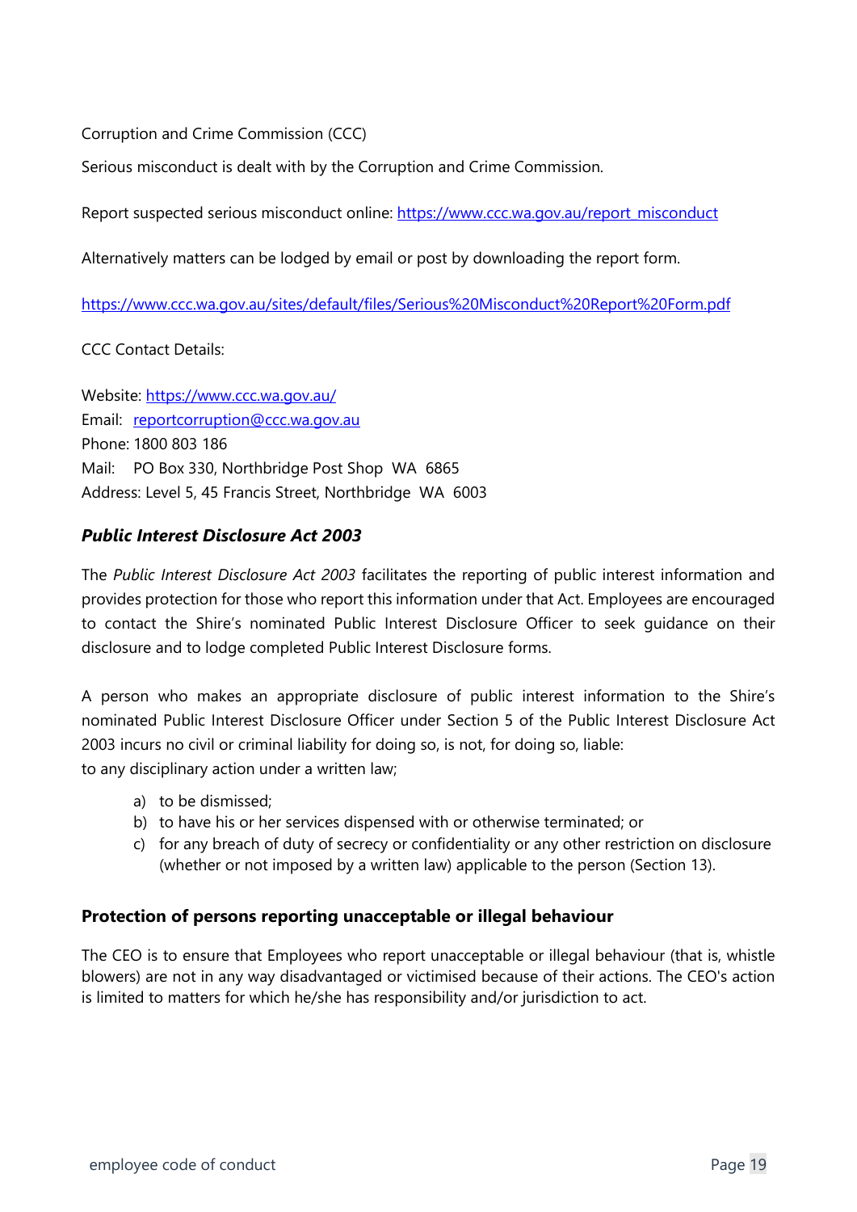Corruption and Crime Commission (CCC)

Serious misconduct is dealt with by the Corruption and Crime Commission.

Report suspected serious misconduct online: https://www.ccc.wa.gov.au/report_misconduct

Alternatively matters can be lodged by email or post by downloading the report form.

https://www.ccc.wa.gov.au/sites/default/files/Serious%20Misconduct%20Report%20Form.pdf

CCC Contact Details:

Website: https://www.ccc.wa.gov.au/
Email: reportcorruption@ccc.wa.gov.au
Phone: 1800 803 186
Mail: PO Box 330, Northbridge Post Shop WA 6865
Address: Level 5, 45 Francis Street, Northbridge WA 6003

### *Public Interest Disclosure Act 2003*

The *Public Interest Disclosure Act 2003* facilitates the reporting of public interest information and provides protection for those who report this information under that Act. Employees are encouraged to contact the Shire's nominated Public Interest Disclosure Officer to seek guidance on their disclosure and to lodge completed Public Interest Disclosure forms.

A person who makes an appropriate disclosure of public interest information to the Shire's nominated Public Interest Disclosure Officer under Section 5 of the Public Interest Disclosure Act 2003 incurs no civil or criminal liability for doing so, is not, for doing so, liable:
to any disciplinary action under a written law;

a) to be dismissed;
b) to have his or her services dispensed with or otherwise terminated; or
c) for any breach of duty of secrecy or confidentiality or any other restriction on disclosure (whether or not imposed by a written law) applicable to the person (Section 13).

### Protection of persons reporting unacceptable or illegal behaviour

The CEO is to ensure that Employees who report unacceptable or illegal behaviour (that is, whistle blowers) are not in any way disadvantaged or victimised because of their actions. The CEO's action is limited to matters for which he/she has responsibility and/or jurisdiction to act.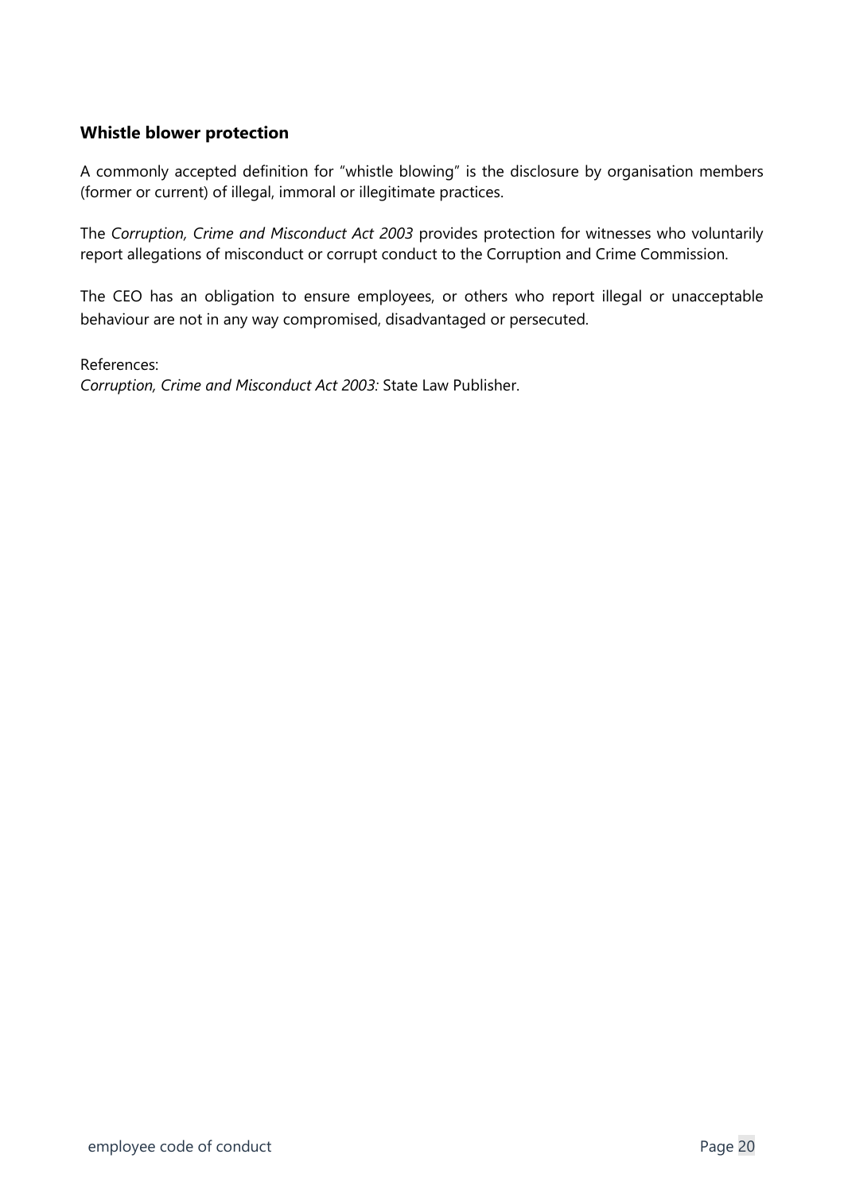## Whistle blower protection

A commonly accepted definition for "whistle blowing" is the disclosure by organisation members (former or current) of illegal, immoral or illegitimate practices.

The *Corruption, Crime and Misconduct Act 2003* provides protection for witnesses who voluntarily report allegations of misconduct or corrupt conduct to the Corruption and Crime Commission.

The CEO has an obligation to ensure employees, or others who report illegal or unacceptable behaviour are not in any way compromised, disadvantaged or persecuted.

References:
*Corruption, Crime and Misconduct Act 2003:* State Law Publisher.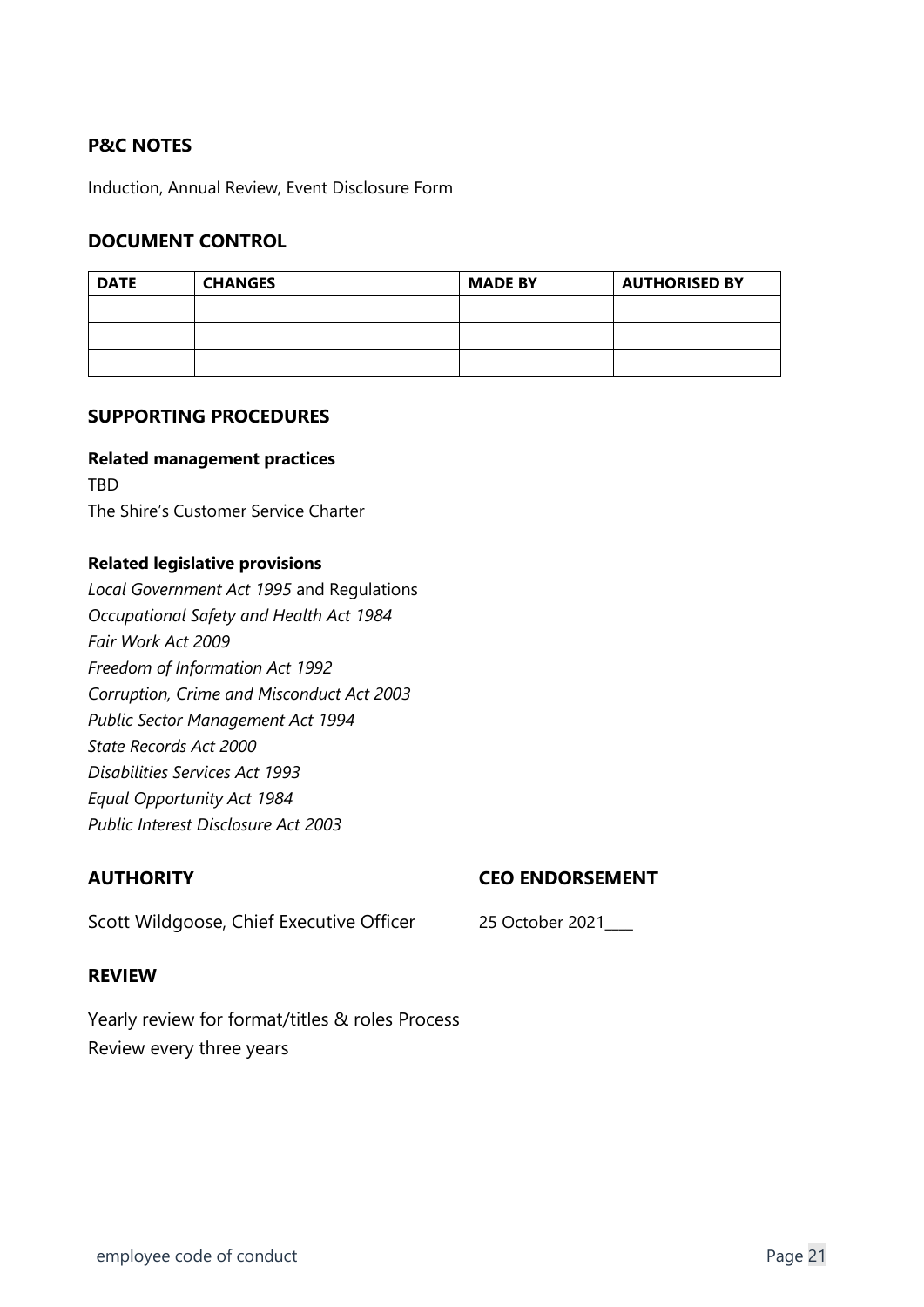## P&C NOTES

Induction, Annual Review, Event Disclosure Form

## DOCUMENT CONTROL

| DATE | CHANGES | MADE BY | AUTHORISED BY |
|---|---|---|---|
| | | | |
| | | | |
| | | | |

## SUPPORTING PROCEDURES

**Related management practices**

TBD
The Shire's Customer Service Charter

**Related legislative provisions**

*Local Government Act 1995* and Regulations
*Occupational Safety and Health Act 1984*
*Fair Work Act 2009*
*Freedom of Information Act 1992*
*Corruption, Crime and Misconduct Act 2003*
*Public Sector Management Act 1994*
*State Records Act 2000*
*Disabilities Services Act 1993*
*Equal Opportunity Act 1984*
*Public Interest Disclosure Act 2003*

## AUTHORITY

Scott Wildgoose, Chief Executive Officer

## CEO ENDORSEMENT

25 October 2021____

## REVIEW

Yearly review for format/titles & roles Process
Review every three years